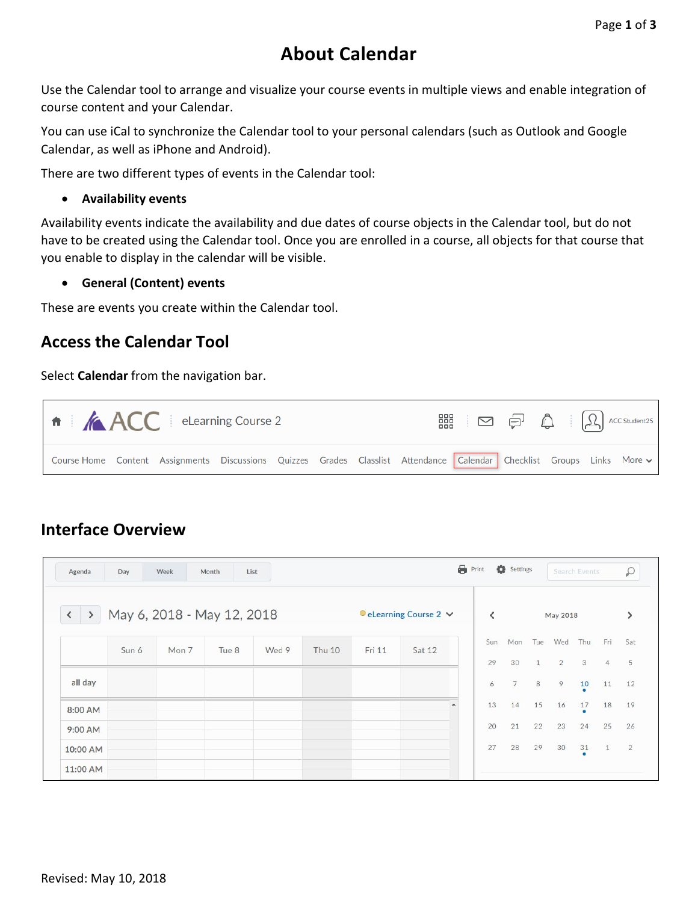# About Calendar

Use the Calendar tool to arrange and visualize your course events in multiple views and enable integration of course content and your Calendar.

You can use iCal to synchronize the Calendar tool to your personal calendars (such as Outlook and Google Calendar, as well as iPhone and Android).

There are two different types of events in the Calendar tool:

- **Availability events**

Availability events indicate the availability and due dates of course objects in the Calendar tool, but do not have to be created using the Calendar tool. Once you are enrolled in a course, all objects for that course that you enable to display in the calendar will be visible.

- **General (Content) events**

These are events you create within the Calendar tool.

## Access the Calendar Tool

Select **Calendar** from the navigation bar.

## Interface Overview

Revised: May 10, 2018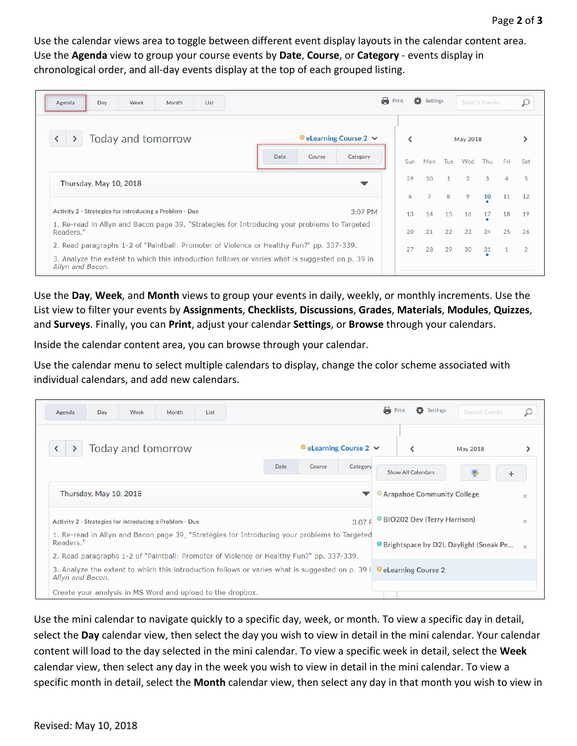Use the calendar views area to toggle between different event display layouts in the calendar content area. Use the **Agenda** view to group your course events by **Date**, **Course**, or **Category** - events display in chronological order, and all-day events display at the top of each grouped listing.

Use the **Day**, **Week**, and **Month** views to group your events in daily, weekly, or monthly increments. Use the List view to filter your events by **Assignments**, **Checklists**, **Discussions**, **Grades**, **Materials**, **Modules**, **Quizzes**, and **Surveys**. Finally, you can **Print**, adjust your calendar **Settings**, or **Browse** through your calendars.

Inside the calendar content area, you can browse through your calendar.

Use the calendar menu to select multiple calendars to display, change the color scheme associated with individual calendars, and add new calendars.

Use the mini calendar to navigate quickly to a specific day, week, or month. To view a specific day in detail, select the **Day** calendar view, then select the day you wish to view in detail in the mini calendar. Your calendar content will load to the day selected in the mini calendar. To view a specific week in detail, select the **Week** calendar view, then select any day in the week you wish to view in detail in the mini calendar. To view a specific month in detail, select the **Month** calendar view, then select any day in that month you wish to view in

Revised: May 10, 2018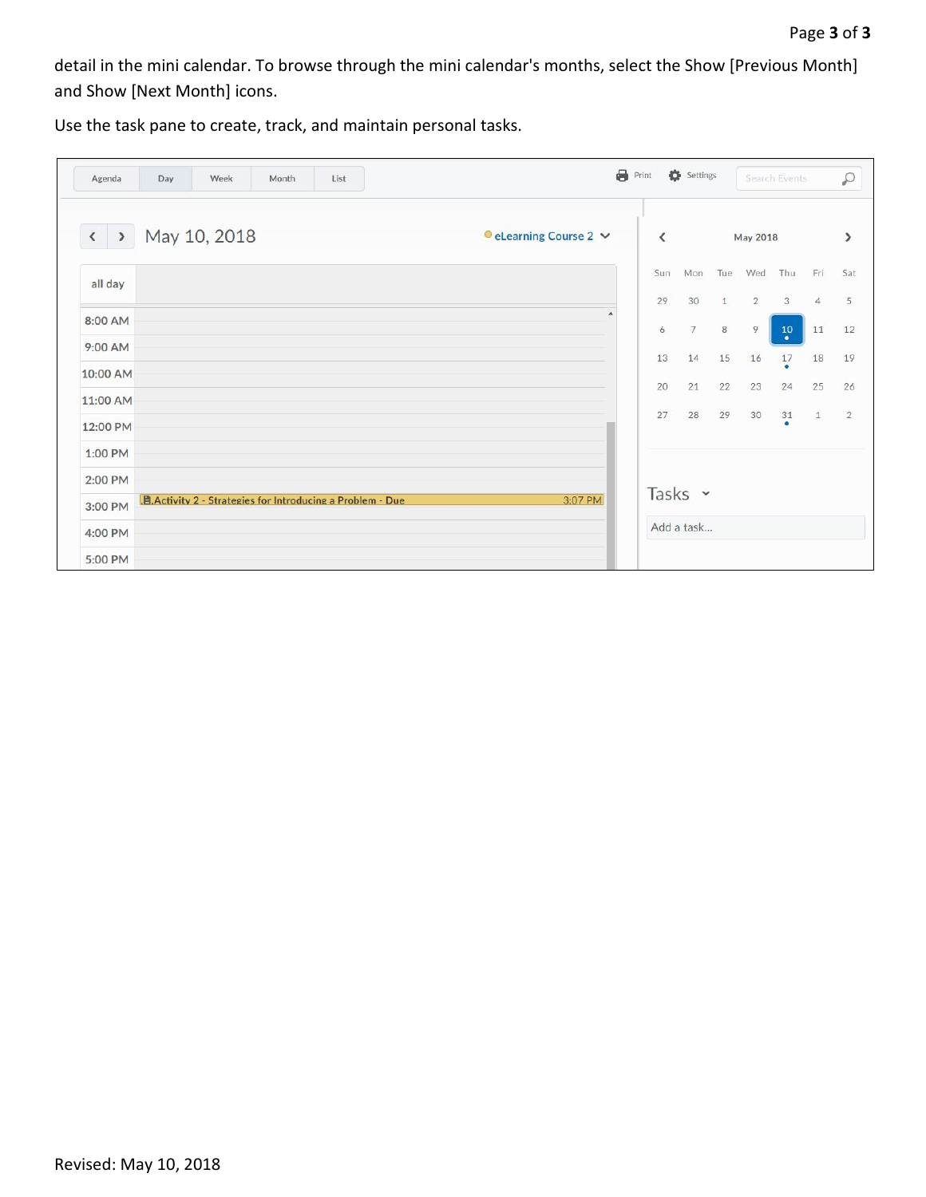detail in the mini calendar. To browse through the mini calendar's months, select the Show [Previous Month] and Show [Next Month] icons.

Use the task pane to create, track, and maintain personal tasks.

Revised: May 10, 2018